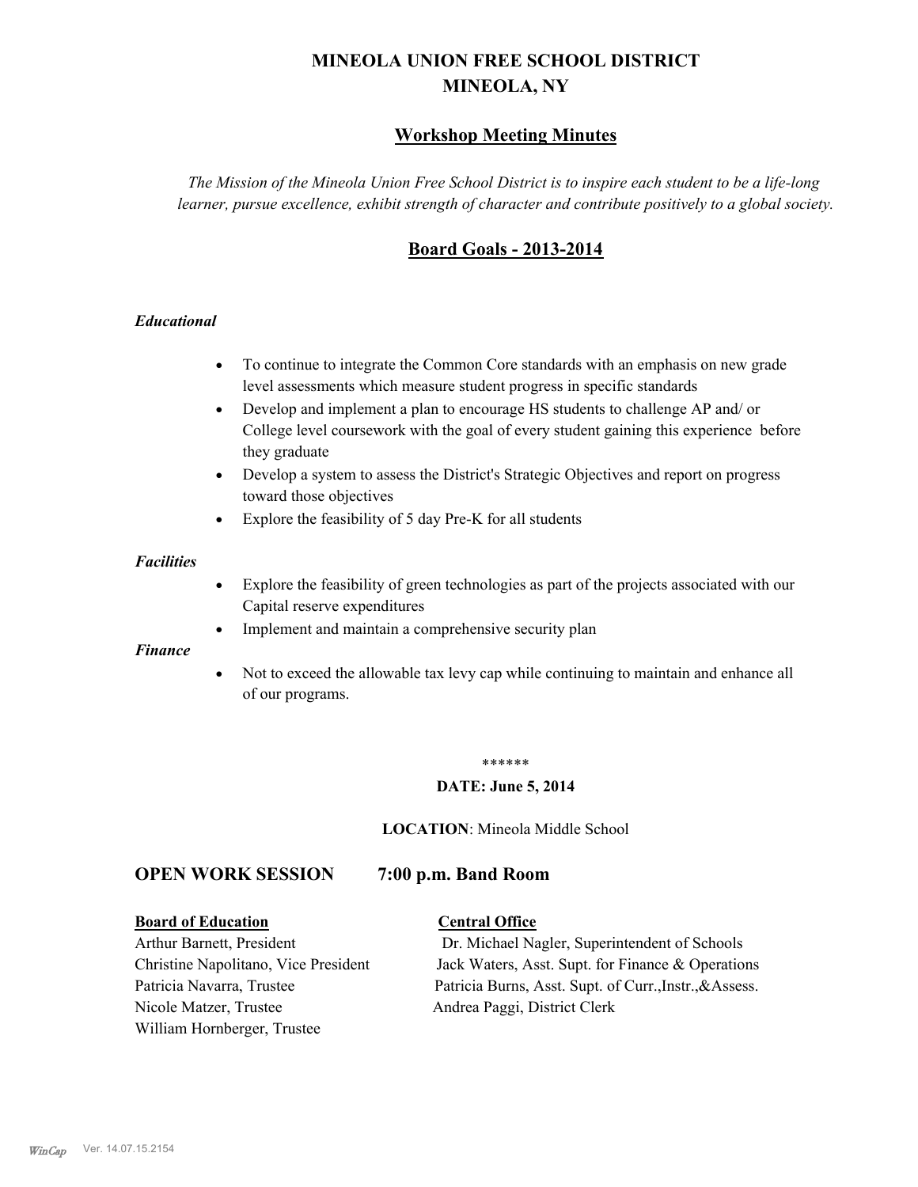# MINEOLA UNION FREE SCHOOL DISTRICT
# MINEOLA, NY

## Workshop Meeting Minutes

*The Mission of the Mineola Union Free School District is to inspire each student to be a life-long learner, pursue excellence, exhibit strength of character and contribute positively to a global society.*

## Board Goals - 2013-2014

### *Educational*

- To continue to integrate the Common Core standards with an emphasis on new grade level assessments which measure student progress in specific standards
- Develop and implement a plan to encourage HS students to challenge AP and/ or College level coursework with the goal of every student gaining this experience before they graduate
- Develop a system to assess the District's Strategic Objectives and report on progress toward those objectives
- Explore the feasibility of 5 day Pre-K for all students

### *Facilities*

- Explore the feasibility of green technologies as part of the projects associated with our Capital reserve expenditures
- Implement and maintain a comprehensive security plan

### *Finance*

- Not to exceed the allowable tax levy cap while continuing to maintain and enhance all of our programs.

******

**DATE: June 5, 2014**

**LOCATION**: Mineola Middle School

## OPEN WORK SESSION 7:00 p.m. Band Room

| **Board of Education** | **Central Office** |
|---|---|
| Arthur Barnett, President | Dr. Michael Nagler, Superintendent of Schools |
| Christine Napolitano, Vice President | Jack Waters, Asst. Supt. for Finance & Operations |
| Patricia Navarra, Trustee | Patricia Burns, Asst. Supt. of Curr.,Instr.,&Assess. |
| Nicole Matzer, Trustee | Andrea Paggi, District Clerk |
| William Hornberger, Trustee | |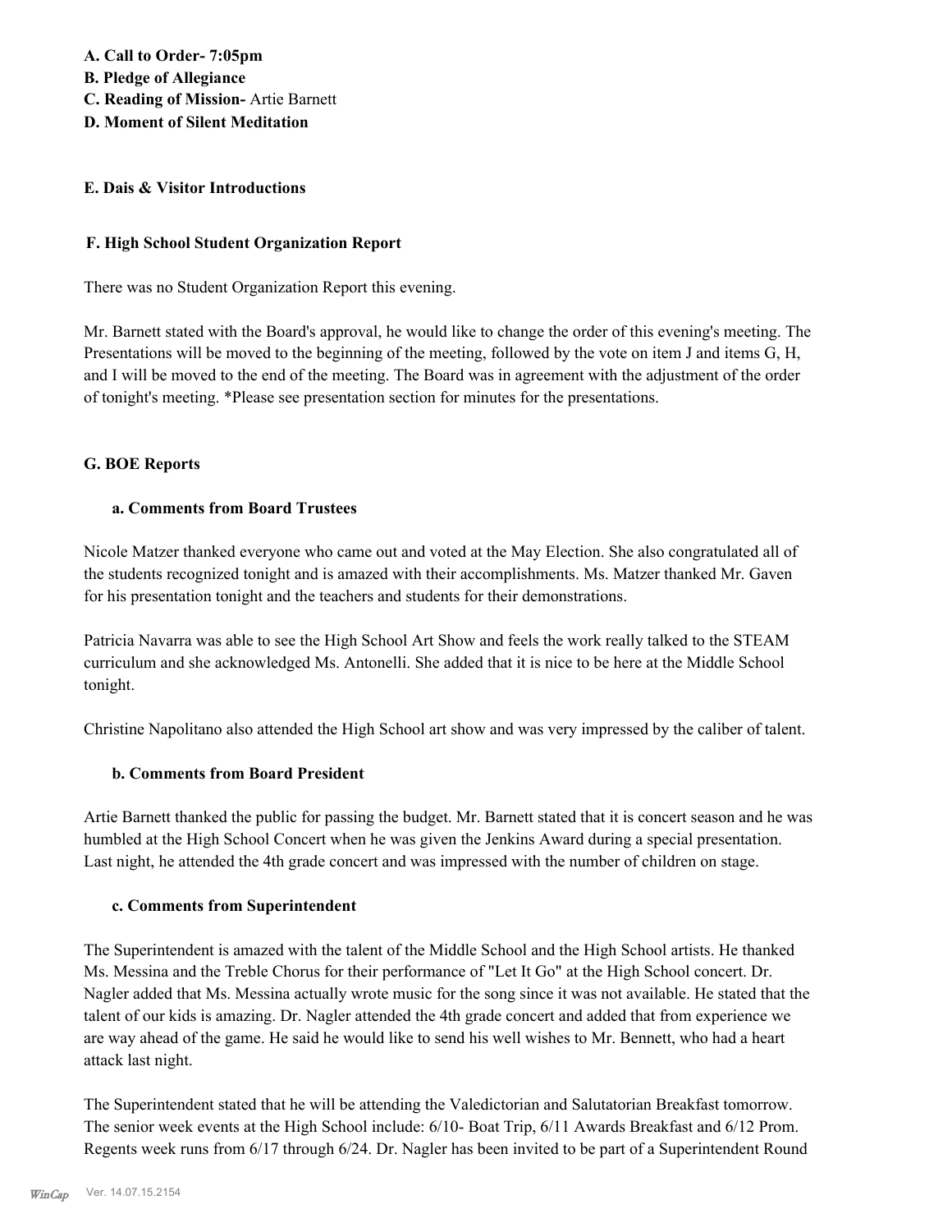**A. Call to Order- 7:05pm**
**B. Pledge of Allegiance**
**C. Reading of Mission-** Artie Barnett
**D. Moment of Silent Meditation**

**E. Dais & Visitor Introductions**

**F. High School Student Organization Report**

There was no Student Organization Report this evening.

Mr. Barnett stated with the Board's approval, he would like to change the order of this evening's meeting. The Presentations will be moved to the beginning of the meeting, followed by the vote on item J and items G, H, and I will be moved to the end of the meeting. The Board was in agreement with the adjustment of the order of tonight's meeting. *Please see presentation section for minutes for the presentations.

**G. BOE Reports**

**a. Comments from Board Trustees**

Nicole Matzer thanked everyone who came out and voted at the May Election. She also congratulated all of the students recognized tonight and is amazed with their accomplishments. Ms. Matzer thanked Mr. Gaven for his presentation tonight and the teachers and students for their demonstrations.

Patricia Navarra was able to see the High School Art Show and feels the work really talked to the STEAM curriculum and she acknowledged Ms. Antonelli. She added that it is nice to be here at the Middle School tonight.

Christine Napolitano also attended the High School art show and was very impressed by the caliber of talent.

**b. Comments from Board President**

Artie Barnett thanked the public for passing the budget. Mr. Barnett stated that it is concert season and he was humbled at the High School Concert when he was given the Jenkins Award during a special presentation. Last night, he attended the 4th grade concert and was impressed with the number of children on stage.

**c. Comments from Superintendent**

The Superintendent is amazed with the talent of the Middle School and the High School artists. He thanked Ms. Messina and the Treble Chorus for their performance of "Let It Go" at the High School concert. Dr. Nagler added that Ms. Messina actually wrote music for the song since it was not available. He stated that the talent of our kids is amazing. Dr. Nagler attended the 4th grade concert and added that from experience we are way ahead of the game. He said he would like to send his well wishes to Mr. Bennett, who had a heart attack last night.

The Superintendent stated that he will be attending the Valedictorian and Salutatorian Breakfast tomorrow. The senior week events at the High School include: 6/10- Boat Trip, 6/11 Awards Breakfast and 6/12 Prom. Regents week runs from 6/17 through 6/24. Dr. Nagler has been invited to be part of a Superintendent Round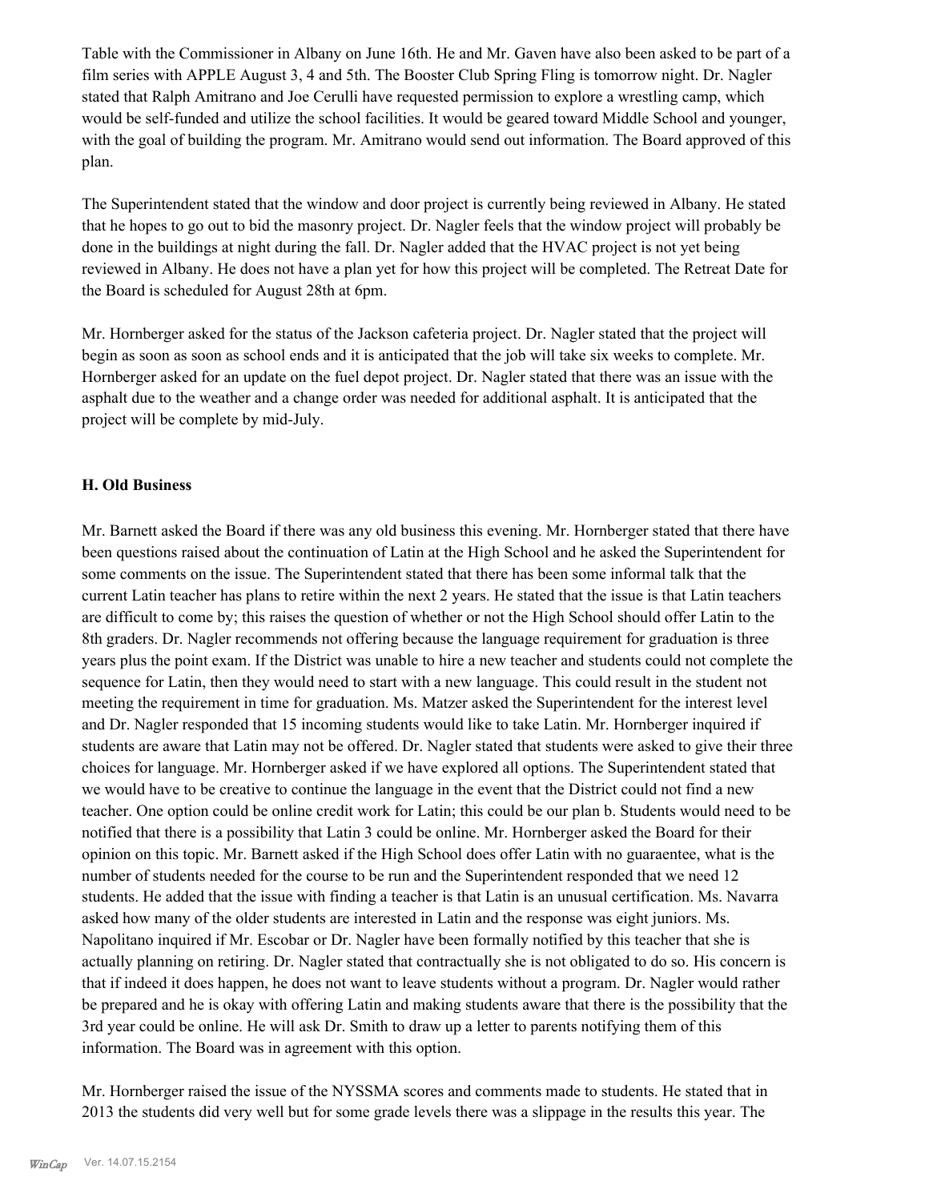Table with the Commissioner in Albany on June 16th. He and Mr. Gaven have also been asked to be part of a film series with APPLE August 3, 4 and 5th. The Booster Club Spring Fling is tomorrow night. Dr. Nagler stated that Ralph Amitrano and Joe Cerulli have requested permission to explore a wrestling camp, which would be self-funded and utilize the school facilities. It would be geared toward Middle School and younger, with the goal of building the program. Mr. Amitrano would send out information. The Board approved of this plan.

The Superintendent stated that the window and door project is currently being reviewed in Albany. He stated that he hopes to go out to bid the masonry project. Dr. Nagler feels that the window project will probably be done in the buildings at night during the fall. Dr. Nagler added that the HVAC project is not yet being reviewed in Albany. He does not have a plan yet for how this project will be completed. The Retreat Date for the Board is scheduled for August 28th at 6pm.

Mr. Hornberger asked for the status of the Jackson cafeteria project. Dr. Nagler stated that the project will begin as soon as soon as school ends and it is anticipated that the job will take six weeks to complete. Mr. Hornberger asked for an update on the fuel depot project. Dr. Nagler stated that there was an issue with the asphalt due to the weather and a change order was needed for additional asphalt. It is anticipated that the project will be complete by mid-July.

**H. Old Business**

Mr. Barnett asked the Board if there was any old business this evening. Mr. Hornberger stated that there have been questions raised about the continuation of Latin at the High School and he asked the Superintendent for some comments on the issue. The Superintendent stated that there has been some informal talk that the current Latin teacher has plans to retire within the next 2 years. He stated that the issue is that Latin teachers are difficult to come by; this raises the question of whether or not the High School should offer Latin to the 8th graders. Dr. Nagler recommends not offering because the language requirement for graduation is three years plus the point exam. If the District was unable to hire a new teacher and students could not complete the sequence for Latin, then they would need to start with a new language. This could result in the student not meeting the requirement in time for graduation. Ms. Matzer asked the Superintendent for the interest level and Dr. Nagler responded that 15 incoming students would like to take Latin. Mr. Hornberger inquired if students are aware that Latin may not be offered. Dr. Nagler stated that students were asked to give their three choices for language. Mr. Hornberger asked if we have explored all options. The Superintendent stated that we would have to be creative to continue the language in the event that the District could not find a new teacher. One option could be online credit work for Latin; this could be our plan b. Students would need to be notified that there is a possibility that Latin 3 could be online. Mr. Hornberger asked the Board for their opinion on this topic. Mr. Barnett asked if the High School does offer Latin with no guaraentee, what is the number of students needed for the course to be run and the Superintendent responded that we need 12 students. He added that the issue with finding a teacher is that Latin is an unusual certification. Ms. Navarra asked how many of the older students are interested in Latin and the response was eight juniors. Ms. Napolitano inquired if Mr. Escobar or Dr. Nagler have been formally notified by this teacher that she is actually planning on retiring. Dr. Nagler stated that contractually she is not obligated to do so. His concern is that if indeed it does happen, he does not want to leave students without a program. Dr. Nagler would rather be prepared and he is okay with offering Latin and making students aware that there is the possibility that the 3rd year could be online. He will ask Dr. Smith to draw up a letter to parents notifying them of this information. The Board was in agreement with this option.

Mr. Hornberger raised the issue of the NYSSMA scores and comments made to students. He stated that in 2013 the students did very well but for some grade levels there was a slippage in the results this year. The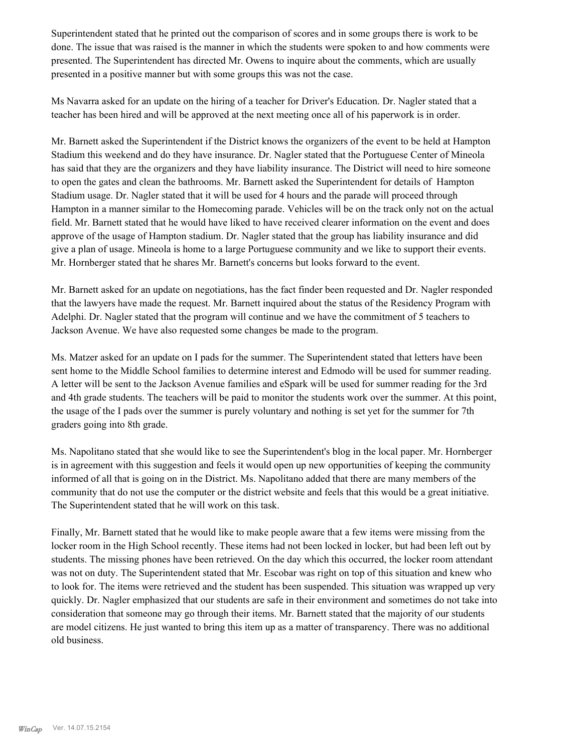Superintendent stated that he printed out the comparison of scores and in some groups there is work to be done. The issue that was raised is the manner in which the students were spoken to and how comments were presented. The Superintendent has directed Mr. Owens to inquire about the comments, which are usually presented in a positive manner but with some groups this was not the case.

Ms Navarra asked for an update on the hiring of a teacher for Driver's Education. Dr. Nagler stated that a teacher has been hired and will be approved at the next meeting once all of his paperwork is in order.

Mr. Barnett asked the Superintendent if the District knows the organizers of the event to be held at Hampton Stadium this weekend and do they have insurance. Dr. Nagler stated that the Portuguese Center of Mineola has said that they are the organizers and they have liability insurance. The District will need to hire someone to open the gates and clean the bathrooms. Mr. Barnett asked the Superintendent for details of Hampton Stadium usage. Dr. Nagler stated that it will be used for 4 hours and the parade will proceed through Hampton in a manner similar to the Homecoming parade. Vehicles will be on the track only not on the actual field. Mr. Barnett stated that he would have liked to have received clearer information on the event and does approve of the usage of Hampton stadium. Dr. Nagler stated that the group has liability insurance and did give a plan of usage. Mineola is home to a large Portuguese community and we like to support their events. Mr. Hornberger stated that he shares Mr. Barnett's concerns but looks forward to the event.

Mr. Barnett asked for an update on negotiations, has the fact finder been requested and Dr. Nagler responded that the lawyers have made the request. Mr. Barnett inquired about the status of the Residency Program with Adelphi. Dr. Nagler stated that the program will continue and we have the commitment of 5 teachers to Jackson Avenue. We have also requested some changes be made to the program.

Ms. Matzer asked for an update on I pads for the summer. The Superintendent stated that letters have been sent home to the Middle School families to determine interest and Edmodo will be used for summer reading. A letter will be sent to the Jackson Avenue families and eSpark will be used for summer reading for the 3rd and 4th grade students. The teachers will be paid to monitor the students work over the summer. At this point, the usage of the I pads over the summer is purely voluntary and nothing is set yet for the summer for 7th graders going into 8th grade.

Ms. Napolitano stated that she would like to see the Superintendent's blog in the local paper. Mr. Hornberger is in agreement with this suggestion and feels it would open up new opportunities of keeping the community informed of all that is going on in the District. Ms. Napolitano added that there are many members of the community that do not use the computer or the district website and feels that this would be a great initiative. The Superintendent stated that he will work on this task.

Finally, Mr. Barnett stated that he would like to make people aware that a few items were missing from the locker room in the High School recently. These items had not been locked in locker, but had been left out by students. The missing phones have been retrieved. On the day which this occurred, the locker room attendant was not on duty. The Superintendent stated that Mr. Escobar was right on top of this situation and knew who to look for. The items were retrieved and the student has been suspended. This situation was wrapped up very quickly. Dr. Nagler emphasized that our students are safe in their environment and sometimes do not take into consideration that someone may go through their items. Mr. Barnett stated that the majority of our students are model citizens. He just wanted to bring this item up as a matter of transparency. There was no additional old business.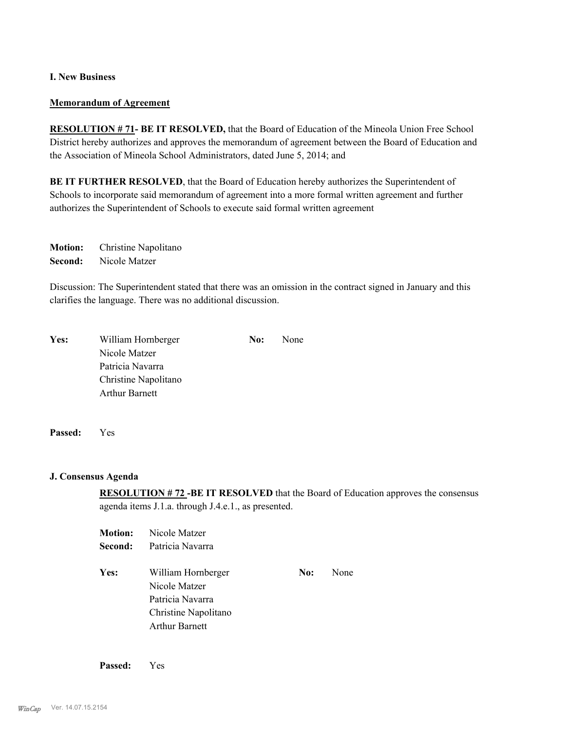## I. New Business

**Memorandum of Agreement**

**RESOLUTION # 71- BE IT RESOLVED,** that the Board of Education of the Mineola Union Free School District hereby authorizes and approves the memorandum of agreement between the Board of Education and the Association of Mineola School Administrators, dated June 5, 2014; and

**BE IT FURTHER RESOLVED**, that the Board of Education hereby authorizes the Superintendent of Schools to incorporate said memorandum of agreement into a more formal written agreement and further authorizes the Superintendent of Schools to execute said formal written agreement

**Motion:** Christine Napolitano
**Second:** Nicole Matzer

Discussion: The Superintendent stated that there was an omission in the contract signed in January and this clarifies the language. There was no additional discussion.

**Yes:** William Hornberger, Nicole Matzer, Patricia Navarra, Christine Napolitano, Arthur Barnett
**No:** None

**Passed:** Yes

## J. Consensus Agenda

**RESOLUTION # 72 -BE IT RESOLVED** that the Board of Education approves the consensus agenda items J.1.a. through J.4.e.1., as presented.

**Motion:** Nicole Matzer
**Second:** Patricia Navarra

**Yes:** William Hornberger, Nicole Matzer, Patricia Navarra, Christine Napolitano, Arthur Barnett
**No:** None

**Passed:** Yes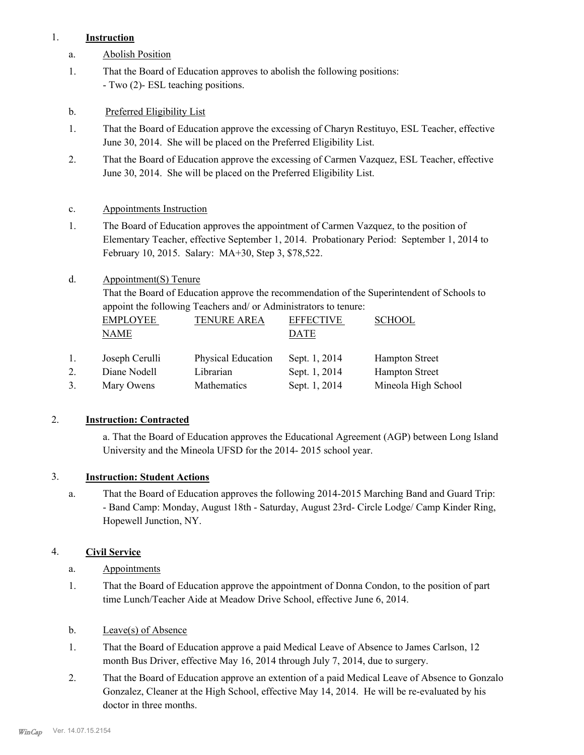1. **Instruction**

a. Abolish Position

1. That the Board of Education approves to abolish the following positions:
   - Two (2)- ESL teaching positions.

b. Preferred Eligibility List

1. That the Board of Education approve the excessing of Charyn Restituyo, ESL Teacher, effective June 30, 2014. She will be placed on the Preferred Eligibility List.
2. That the Board of Education approve the excessing of Carmen Vazquez, ESL Teacher, effective June 30, 2014. She will be placed on the Preferred Eligibility List.

c. Appointments Instruction

1. The Board of Education approves the appointment of Carmen Vazquez, to the position of Elementary Teacher, effective September 1, 2014. Probationary Period: September 1, 2014 to February 10, 2015. Salary: MA+30, Step 3, $78,522.

d. Appointment(S) Tenure

That the Board of Education approve the recommendation of the Superintendent of Schools to appoint the following Teachers and/ or Administrators to tenure:

| | EMPLOYEE NAME | TENURE AREA | EFFECTIVE DATE | SCHOOL |
|---|---|---|---|---|
| 1. | Joseph Cerulli | Physical Education | Sept. 1, 2014 | Hampton Street |
| 2. | Diane Nodell | Librarian | Sept. 1, 2014 | Hampton Street |
| 3. | Mary Owens | Mathematics | Sept. 1, 2014 | Mineola High School |

2. **Instruction: Contracted**

a. That the Board of Education approves the Educational Agreement (AGP) between Long Island University and the Mineola UFSD for the 2014- 2015 school year.

3. **Instruction: Student Actions**

a. That the Board of Education approves the following 2014-2015 Marching Band and Guard Trip:
   - Band Camp: Monday, August 18th - Saturday, August 23rd- Circle Lodge/ Camp Kinder Ring, Hopewell Junction, NY.

4. **Civil Service**

a. Appointments

1. That the Board of Education approve the appointment of Donna Condon, to the position of part time Lunch/Teacher Aide at Meadow Drive School, effective June 6, 2014.

b. Leave(s) of Absence

1. That the Board of Education approve a paid Medical Leave of Absence to James Carlson, 12 month Bus Driver, effective May 16, 2014 through July 7, 2014, due to surgery.
2. That the Board of Education approve an extention of a paid Medical Leave of Absence to Gonzalo Gonzalez, Cleaner at the High School, effective May 14, 2014. He will be re-evaluated by his doctor in three months.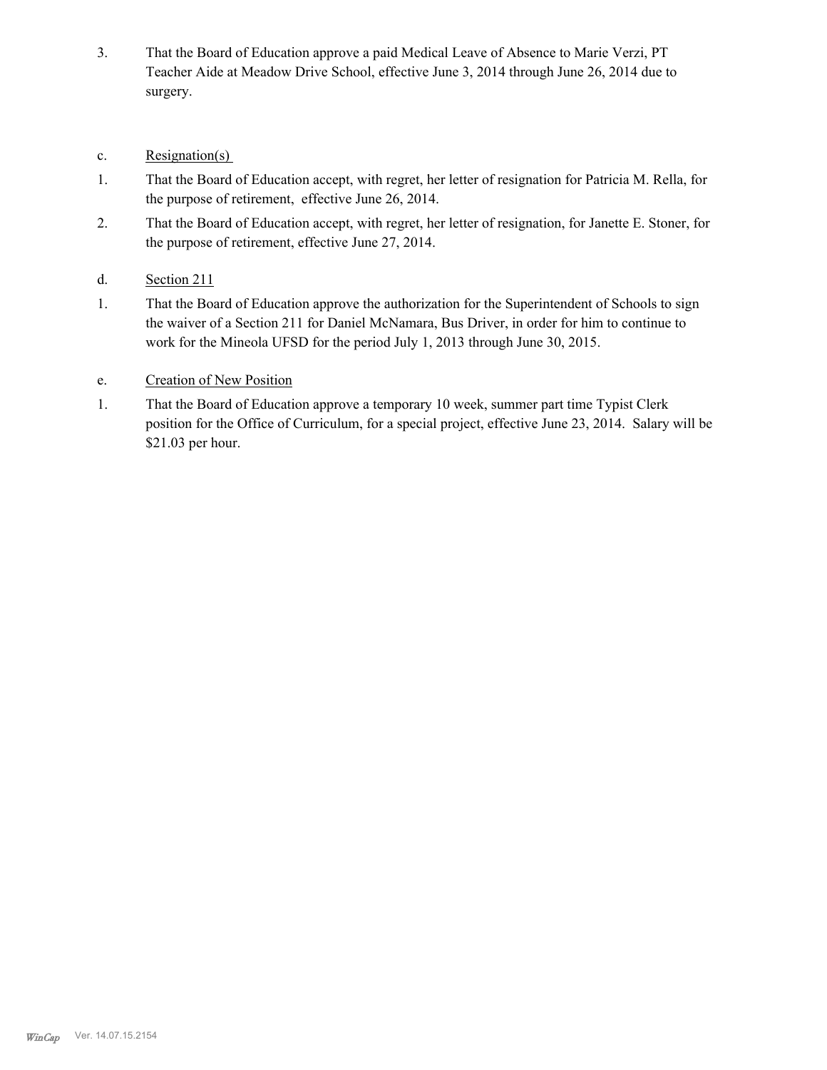3. That the Board of Education approve a paid Medical Leave of Absence to Marie Verzi, PT Teacher Aide at Meadow Drive School, effective June 3, 2014 through June 26, 2014 due to surgery.

c. Resignation(s)

1. That the Board of Education accept, with regret, her letter of resignation for Patricia M. Rella, for the purpose of retirement, effective June 26, 2014.
2. That the Board of Education accept, with regret, her letter of resignation, for Janette E. Stoner, for the purpose of retirement, effective June 27, 2014.

d. Section 211

1. That the Board of Education approve the authorization for the Superintendent of Schools to sign the waiver of a Section 211 for Daniel McNamara, Bus Driver, in order for him to continue to work for the Mineola UFSD for the period July 1, 2013 through June 30, 2015.

e. Creation of New Position

1. That the Board of Education approve a temporary 10 week, summer part time Typist Clerk position for the Office of Curriculum, for a special project, effective June 23, 2014. Salary will be $21.03 per hour.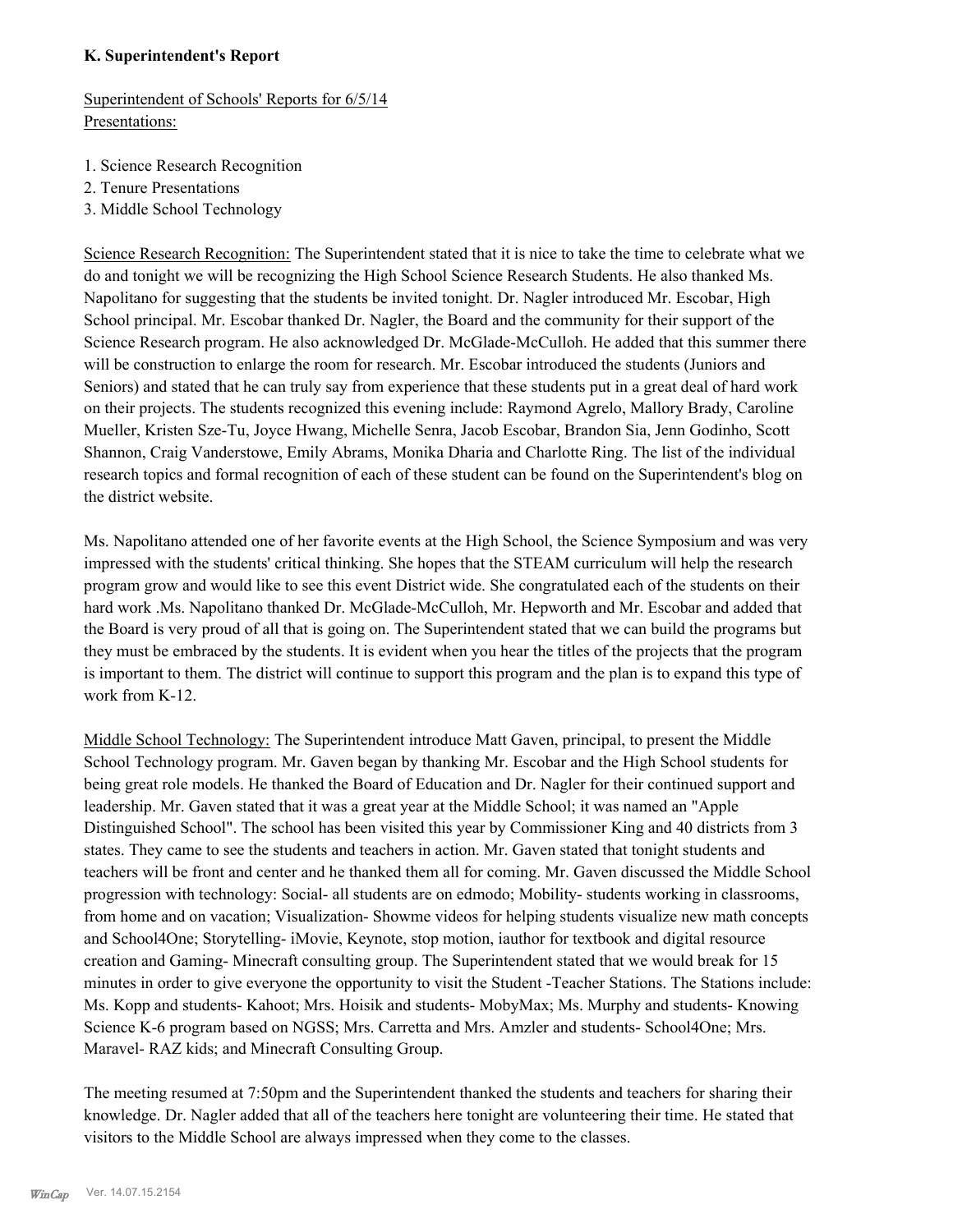**K. Superintendent's Report**

Superintendent of Schools' Reports for 6/5/14
Presentations:

1. Science Research Recognition
2. Tenure Presentations
3. Middle School Technology

Science Research Recognition: The Superintendent stated that it is nice to take the time to celebrate what we do and tonight we will be recognizing the High School Science Research Students. He also thanked Ms. Napolitano for suggesting that the students be invited tonight. Dr. Nagler introduced Mr. Escobar, High School principal. Mr. Escobar thanked Dr. Nagler, the Board and the community for their support of the Science Research program. He also acknowledged Dr. McGlade-McCulloh. He added that this summer there will be construction to enlarge the room for research. Mr. Escobar introduced the students (Juniors and Seniors) and stated that he can truly say from experience that these students put in a great deal of hard work on their projects. The students recognized this evening include: Raymond Agrelo, Mallory Brady, Caroline Mueller, Kristen Sze-Tu, Joyce Hwang, Michelle Senra, Jacob Escobar, Brandon Sia, Jenn Godinho, Scott Shannon, Craig Vanderstowe, Emily Abrams, Monika Dharia and Charlotte Ring. The list of the individual research topics and formal recognition of each of these student can be found on the Superintendent's blog on the district website.

Ms. Napolitano attended one of her favorite events at the High School, the Science Symposium and was very impressed with the students' critical thinking. She hopes that the STEAM curriculum will help the research program grow and would like to see this event District wide. She congratulated each of the students on their hard work .Ms. Napolitano thanked Dr. McGlade-McCulloh, Mr. Hepworth and Mr. Escobar and added that the Board is very proud of all that is going on. The Superintendent stated that we can build the programs but they must be embraced by the students. It is evident when you hear the titles of the projects that the program is important to them. The district will continue to support this program and the plan is to expand this type of work from K-12.

Middle School Technology: The Superintendent introduce Matt Gaven, principal, to present the Middle School Technology program. Mr. Gaven began by thanking Mr. Escobar and the High School students for being great role models. He thanked the Board of Education and Dr. Nagler for their continued support and leadership. Mr. Gaven stated that it was a great year at the Middle School; it was named an "Apple Distinguished School". The school has been visited this year by Commissioner King and 40 districts from 3 states. They came to see the students and teachers in action. Mr. Gaven stated that tonight students and teachers will be front and center and he thanked them all for coming. Mr. Gaven discussed the Middle School progression with technology: Social- all students are on edmodo; Mobility- students working in classrooms, from home and on vacation; Visualization- Showme videos for helping students visualize new math concepts and School4One; Storytelling- iMovie, Keynote, stop motion, iauthor for textbook and digital resource creation and Gaming- Minecraft consulting group. The Superintendent stated that we would break for 15 minutes in order to give everyone the opportunity to visit the Student -Teacher Stations. The Stations include: Ms. Kopp and students- Kahoot; Mrs. Hoisik and students- MobyMax; Ms. Murphy and students- Knowing Science K-6 program based on NGSS; Mrs. Carretta and Mrs. Amzler and students- School4One; Mrs. Maravel- RAZ kids; and Minecraft Consulting Group.

The meeting resumed at 7:50pm and the Superintendent thanked the students and teachers for sharing their knowledge. Dr. Nagler added that all of the teachers here tonight are volunteering their time. He stated that visitors to the Middle School are always impressed when they come to the classes.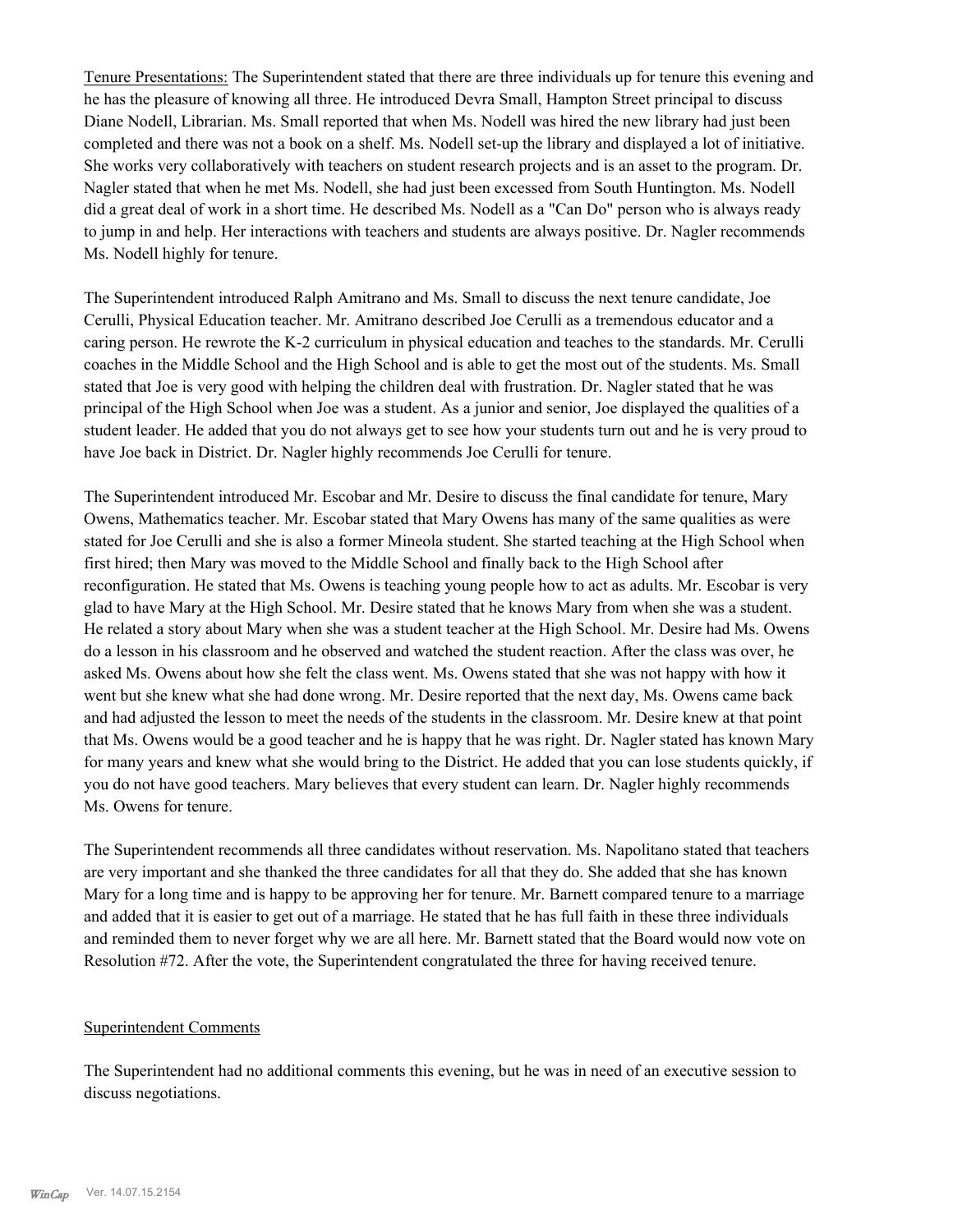Tenure Presentations: The Superintendent stated that there are three individuals up for tenure this evening and he has the pleasure of knowing all three. He introduced Devra Small, Hampton Street principal to discuss Diane Nodell, Librarian. Ms. Small reported that when Ms. Nodell was hired the new library had just been completed and there was not a book on a shelf. Ms. Nodell set-up the library and displayed a lot of initiative. She works very collaboratively with teachers on student research projects and is an asset to the program. Dr. Nagler stated that when he met Ms. Nodell, she had just been excessed from South Huntington. Ms. Nodell did a great deal of work in a short time. He described Ms. Nodell as a "Can Do" person who is always ready to jump in and help. Her interactions with teachers and students are always positive. Dr. Nagler recommends Ms. Nodell highly for tenure.

The Superintendent introduced Ralph Amitrano and Ms. Small to discuss the next tenure candidate, Joe Cerulli, Physical Education teacher. Mr. Amitrano described Joe Cerulli as a tremendous educator and a caring person. He rewrote the K-2 curriculum in physical education and teaches to the standards. Mr. Cerulli coaches in the Middle School and the High School and is able to get the most out of the students. Ms. Small stated that Joe is very good with helping the children deal with frustration. Dr. Nagler stated that he was principal of the High School when Joe was a student. As a junior and senior, Joe displayed the qualities of a student leader. He added that you do not always get to see how your students turn out and he is very proud to have Joe back in District. Dr. Nagler highly recommends Joe Cerulli for tenure.

The Superintendent introduced Mr. Escobar and Mr. Desire to discuss the final candidate for tenure, Mary Owens, Mathematics teacher. Mr. Escobar stated that Mary Owens has many of the same qualities as were stated for Joe Cerulli and she is also a former Mineola student. She started teaching at the High School when first hired; then Mary was moved to the Middle School and finally back to the High School after reconfiguration. He stated that Ms. Owens is teaching young people how to act as adults. Mr. Escobar is very glad to have Mary at the High School. Mr. Desire stated that he knows Mary from when she was a student. He related a story about Mary when she was a student teacher at the High School. Mr. Desire had Ms. Owens do a lesson in his classroom and he observed and watched the student reaction. After the class was over, he asked Ms. Owens about how she felt the class went. Ms. Owens stated that she was not happy with how it went but she knew what she had done wrong. Mr. Desire reported that the next day, Ms. Owens came back and had adjusted the lesson to meet the needs of the students in the classroom. Mr. Desire knew at that point that Ms. Owens would be a good teacher and he is happy that he was right. Dr. Nagler stated has known Mary for many years and knew what she would bring to the District. He added that you can lose students quickly, if you do not have good teachers. Mary believes that every student can learn. Dr. Nagler highly recommends Ms. Owens for tenure.

The Superintendent recommends all three candidates without reservation. Ms. Napolitano stated that teachers are very important and she thanked the three candidates for all that they do. She added that she has known Mary for a long time and is happy to be approving her for tenure. Mr. Barnett compared tenure to a marriage and added that it is easier to get out of a marriage. He stated that he has full faith in these three individuals and reminded them to never forget why we are all here. Mr. Barnett stated that the Board would now vote on Resolution #72. After the vote, the Superintendent congratulated the three for having received tenure.

Superintendent Comments

The Superintendent had no additional comments this evening, but he was in need of an executive session to discuss negotiations.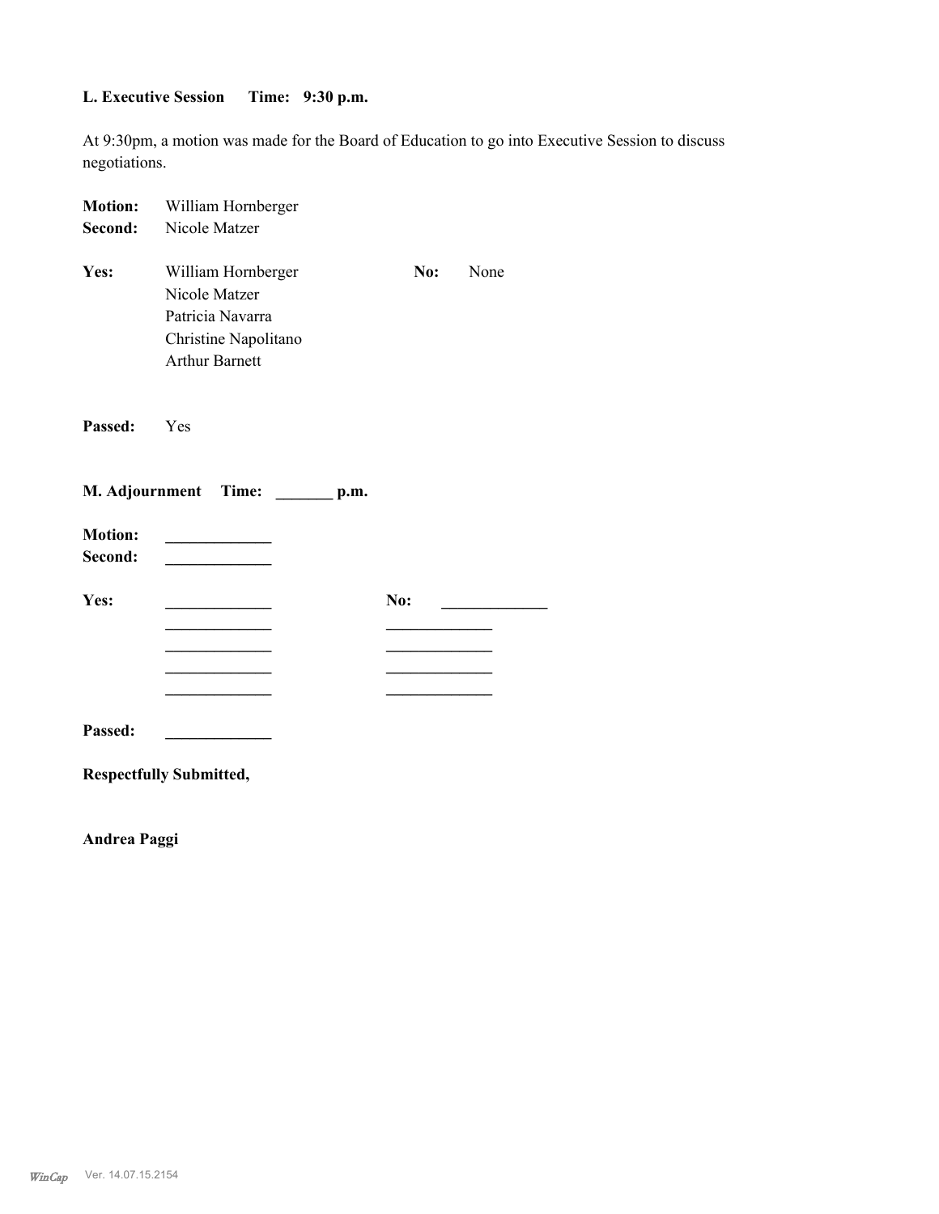**L. Executive Session    Time: 9:30 p.m.**

At 9:30pm, a motion was made for the Board of Education to go into Executive Session to discuss negotiations.

**Motion:** William Hornberger
**Second:** Nicole Matzer

| | | | |
|---|---|---|---|
| **Yes:** | William Hornberger | **No:** | None |
| | Nicole Matzer | | |
| | Patricia Navarra | | |
| | Christine Napolitano | | |
| | Arthur Barnett | | |

**Passed:** Yes

**M. Adjournment    Time: _______ p.m.**

**Motion:** _____________
**Second:** _____________

| | | | |
|---|---|---|---|
| **Yes:** | _____________ | **No:** | _____________ |
| | _____________ | _____________ | |
| | _____________ | _____________ | |
| | _____________ | _____________ | |
| | _____________ | _____________ | |

**Passed:** _____________

**Respectfully Submitted,**

**Andrea Paggi**